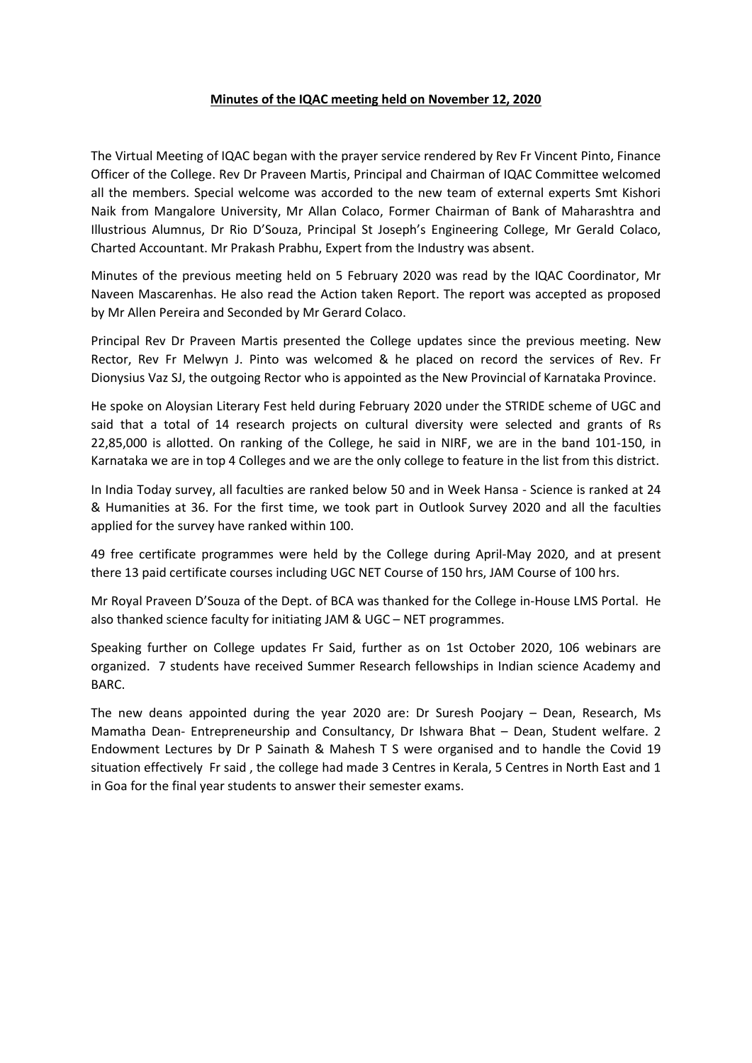**Minutes of the IQAC meeting held on November 12, 2020**

The Virtual Meeting of IQAC began with the prayer service rendered by Rev Fr Vincent Pinto, Finance Officer of the College. Rev Dr Praveen Martis, Principal and Chairman of IQAC Committee welcomed all the members. Special welcome was accorded to the new team of external experts Smt Kishori Naik from Mangalore University, Mr Allan Colaco, Former Chairman of Bank of Maharashtra and Illustrious Alumnus, Dr Rio D'Souza, Principal St Joseph's Engineering College, Mr Gerald Colaco, Charted Accountant. Mr Prakash Prabhu, Expert from the Industry was absent.

Minutes of the previous meeting held on 5 February 2020 was read by the IQAC Coordinator, Mr Naveen Mascarenhas. He also read the Action taken Report. The report was accepted as proposed by Mr Allen Pereira and Seconded by Mr Gerard Colaco.

Principal Rev Dr Praveen Martis presented the College updates since the previous meeting. New Rector, Rev Fr Melwyn J. Pinto was welcomed & he placed on record the services of Rev. Fr Dionysius Vaz SJ, the outgoing Rector who is appointed as the New Provincial of Karnataka Province.

He spoke on Aloysian Literary Fest held during February 2020 under the STRIDE scheme of UGC and said that a total of 14 research projects on cultural diversity were selected and grants of Rs 22,85,000 is allotted. On ranking of the College, he said in NIRF, we are in the band 101-150, in Karnataka we are in top 4 Colleges and we are the only college to feature in the list from this district.

In India Today survey, all faculties are ranked below 50 and in Week Hansa - Science is ranked at 24 & Humanities at 36. For the first time, we took part in Outlook Survey 2020 and all the faculties applied for the survey have ranked within 100.

49 free certificate programmes were held by the College during April-May 2020, and at present there 13 paid certificate courses including UGC NET Course of 150 hrs, JAM Course of 100 hrs.

Mr Royal Praveen D'Souza of the Dept. of BCA was thanked for the College in-House LMS Portal. He also thanked science faculty for initiating JAM & UGC – NET programmes.

Speaking further on College updates Fr Said, further as on 1st October 2020, 106 webinars are organized. 7 students have received Summer Research fellowships in Indian science Academy and BARC.

The new deans appointed during the year 2020 are: Dr Suresh Poojary – Dean, Research, Ms Mamatha Dean- Entrepreneurship and Consultancy, Dr Ishwara Bhat – Dean, Student welfare. 2 Endowment Lectures by Dr P Sainath & Mahesh T S were organised and to handle the Covid 19 situation effectively Fr said , the college had made 3 Centres in Kerala, 5 Centres in North East and 1 in Goa for the final year students to answer their semester exams.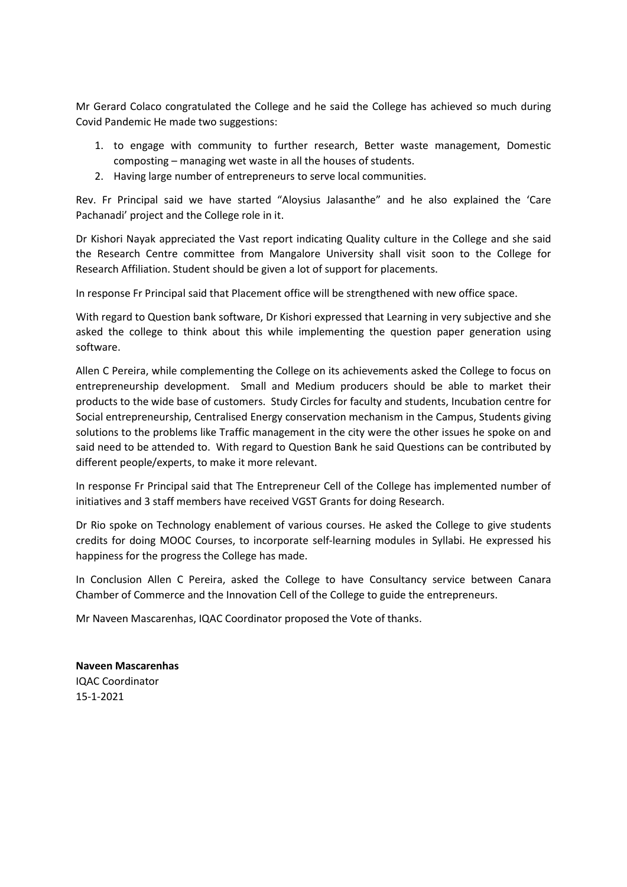Mr Gerard Colaco congratulated the College and he said the College has achieved so much during Covid Pandemic He made two suggestions:

1. to engage with community to further research, Better waste management, Domestic composting – managing wet waste in all the houses of students.
2. Having large number of entrepreneurs to serve local communities.

Rev. Fr Principal said we have started "Aloysius Jalasanthe" and he also explained the 'Care Pachanadi' project and the College role in it.

Dr Kishori Nayak appreciated the Vast report indicating Quality culture in the College and she said the Research Centre committee from Mangalore University shall visit soon to the College for Research Affiliation. Student should be given a lot of support for placements.

In response Fr Principal said that Placement office will be strengthened with new office space.

With regard to Question bank software, Dr Kishori expressed that Learning in very subjective and she asked the college to think about this while implementing the question paper generation using software.

Allen C Pereira, while complementing the College on its achievements asked the College to focus on entrepreneurship development. Small and Medium producers should be able to market their products to the wide base of customers. Study Circles for faculty and students, Incubation centre for Social entrepreneurship, Centralised Energy conservation mechanism in the Campus, Students giving solutions to the problems like Traffic management in the city were the other issues he spoke on and said need to be attended to. With regard to Question Bank he said Questions can be contributed by different people/experts, to make it more relevant.

In response Fr Principal said that The Entrepreneur Cell of the College has implemented number of initiatives and 3 staff members have received VGST Grants for doing Research.

Dr Rio spoke on Technology enablement of various courses. He asked the College to give students credits for doing MOOC Courses, to incorporate self-learning modules in Syllabi. He expressed his happiness for the progress the College has made.

In Conclusion Allen C Pereira, asked the College to have Consultancy service between Canara Chamber of Commerce and the Innovation Cell of the College to guide the entrepreneurs.

Mr Naveen Mascarenhas, IQAC Coordinator proposed the Vote of thanks.

**Naveen Mascarenhas**
IQAC Coordinator
15-1-2021